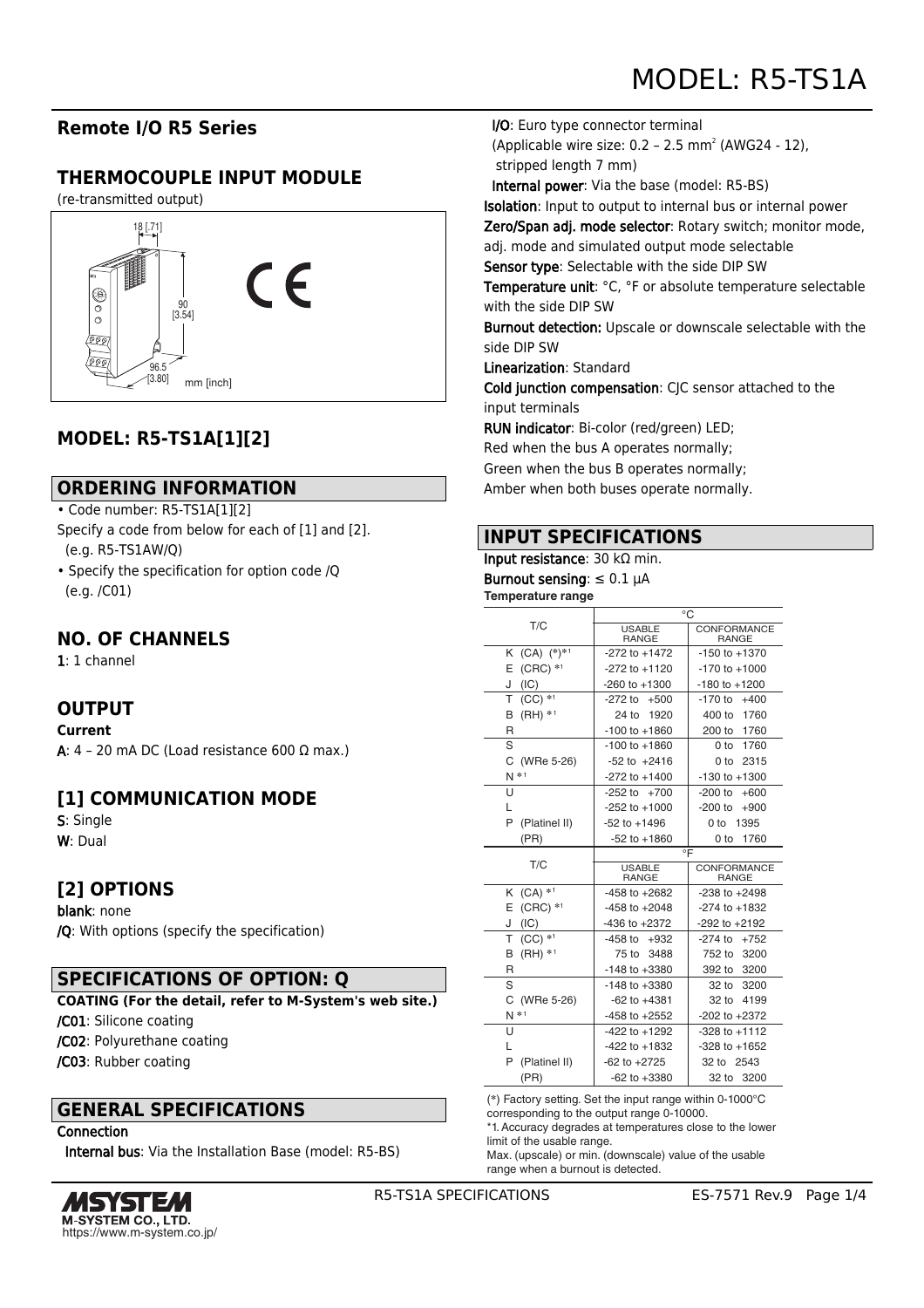# MODEL: R5-TS1A

## Remote I/O R5 Series

## THERMOCOUPLE INPUT MODULE

(re-transmitted output)

18 [.71]
90 [3.54]
96.5 [3.80]
mm [inch]

## MODEL: R5-TS1A[1][2]

## ORDERING INFORMATION

- Code number: R5-TS1A[1][2]

Specify a code from below for each of [1] and [2].
(e.g. R5-TS1AW/Q)

- Specify the specification for option code /Q
(e.g. /C01)

## NO. OF CHANNELS

**1**: 1 channel

## OUTPUT

**Current**

**A**: 4 – 20 mA DC (Load resistance 600 Ω max.)

## [1] COMMUNICATION MODE

**S**: Single
**W**: Dual

## [2] OPTIONS

**blank**: none
**/Q**: With options (specify the specification)

## SPECIFICATIONS OF OPTION: Q

**COATING (For the detail, refer to M-System's web site.)**

**/C01**: Silicone coating
**/C02**: Polyurethane coating
**/C03**: Rubber coating

## GENERAL SPECIFICATIONS

**Connection**

**Internal bus**: Via the Installation Base (model: R5-BS)
**I/O**: Euro type connector terminal
(Applicable wire size: 0.2 – 2.5 mm$^2$ (AWG24 - 12), stripped length 7 mm)
**Internal power**: Via the base (model: R5-BS)

**Isolation**: Input to output to internal bus or internal power

**Zero/Span adj. mode selector**: Rotary switch; monitor mode, adj. mode and simulated output mode selectable

**Sensor type**: Selectable with the side DIP SW

**Temperature unit**: °C, °F or absolute temperature selectable with the side DIP SW

**Burnout detection:** Upscale or downscale selectable with the side DIP SW

**Linearization**: Standard

**Cold junction compensation**: CJC sensor attached to the input terminals

**RUN indicator**: Bi-color (red/green) LED;
Red when the bus A operates normally;
Green when the bus B operates normally;
Amber when both buses operate normally.

## INPUT SPECIFICATIONS

**Input resistance**: 30 kΩ min.

**Burnout sensing**: ≤ 0.1 μA

**Temperature range**

| T/C | °C USABLE RANGE | °C CONFORMANCE RANGE |
|---|---|---|
| K (CA) (*)*1 | -272 to +1472 | -150 to +1370 |
| E (CRC) *1 | -272 to +1120 | -170 to +1000 |
| J (IC) | -260 to +1300 | -180 to +1200 |
| T (CC) *1 | -272 to +500 | -170 to +400 |
| B (RH) *1 | 24 to 1920 | 400 to 1760 |
| R | -100 to +1860 | 200 to 1760 |
| S | -100 to +1860 | 0 to 1760 |
| C (WRe 5-26) | -52 to +2416 | 0 to 2315 |
| N *1 | -272 to +1400 | -130 to +1300 |
| U | -252 to +700 | -200 to +600 |
| L | -252 to +1000 | -200 to +900 |
| P (Platinel II) | -52 to +1496 | 0 to 1395 |
| (PR) | -52 to +1860 | 0 to 1760 |

| T/C | °F USABLE RANGE | °F CONFORMANCE RANGE |
|---|---|---|
| K (CA) *1 | -458 to +2682 | -238 to +2498 |
| E (CRC) *1 | -458 to +2048 | -274 to +1832 |
| J (IC) | -436 to +2372 | -292 to +2192 |
| T (CC) *1 | -458 to +932 | -274 to +752 |
| B (RH) *1 | 75 to 3488 | 752 to 3200 |
| R | -148 to +3380 | 392 to 3200 |
| S | -148 to +3380 | 32 to 3200 |
| C (WRe 5-26) | -62 to +4381 | 32 to 4199 |
| N *1 | -458 to +2552 | -202 to +2372 |
| U | -422 to +1292 | -328 to +1112 |
| L | -422 to +1832 | -328 to +1652 |
| P (Platinel II) | -62 to +2725 | 32 to 2543 |
| (PR) | -62 to +3380 | 32 to 3200 |

(*) Factory setting. Set the input range within 0-1000°C corresponding to the output range 0-10000.
*1. Accuracy degrades at temperatures close to the lower limit of the usable range.
Max. (upscale) or min. (downscale) value of the usable range when a burnout is detected.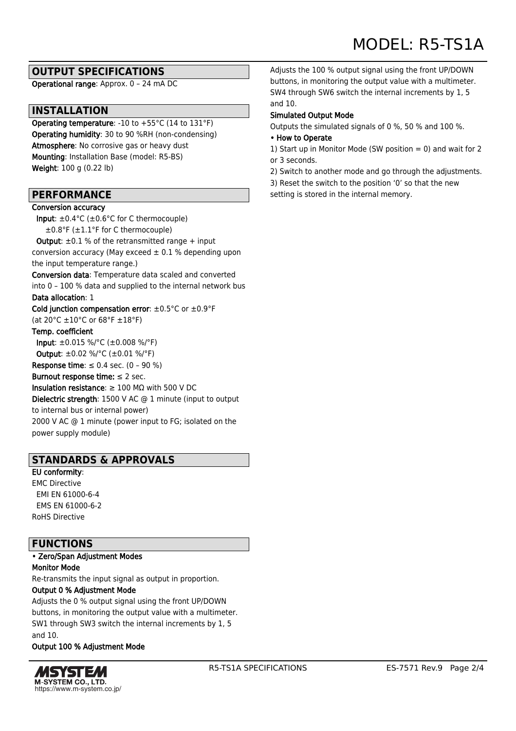## OUTPUT SPECIFICATIONS

**Operational range**: Approx. 0 – 24 mA DC

## INSTALLATION

**Operating temperature**: -10 to +55°C (14 to 131°F)
**Operating humidity**: 30 to 90 %RH (non-condensing)
**Atmosphere**: No corrosive gas or heavy dust
**Mounting**: Installation Base (model: R5-BS)
**Weight**: 100 g (0.22 lb)

## PERFORMANCE

**Conversion accuracy**
  **Input**: ±0.4°C (±0.6°C for C thermocouple)
    ±0.8°F (±1.1°F for C thermocouple)
  **Output**: ±0.1 % of the retransmitted range + input conversion accuracy (May exceed ± 0.1 % depending upon the input temperature range.)
**Conversion data**: Temperature data scaled and converted into 0 – 100 % data and supplied to the internal network bus
**Data allocation**: 1
**Cold junction compensation error**: ±0.5°C or ±0.9°F (at 20°C ±10°C or 68°F ±18°F)
**Temp. coefficient**
  **Input**: ±0.015 %/°C (±0.008 %/°F)
  **Output**: ±0.02 %/°C (±0.01 %/°F)
**Response time**: ≤ 0.4 sec. (0 – 90 %)
**Burnout response time:** ≤ 2 sec.
**Insulation resistance**: ≥ 100 MΩ with 500 V DC
**Dielectric strength**: 1500 V AC @ 1 minute (input to output to internal bus or internal power)
2000 V AC @ 1 minute (power input to FG; isolated on the power supply module)

## STANDARDS & APPROVALS

**EU conformity**:
EMC Directive
  EMI EN 61000-6-4
  EMS EN 61000-6-2
RoHS Directive

## FUNCTIONS

**• Zero/Span Adjustment Modes**

**Monitor Mode**
Re-transmits the input signal as output in proportion.

**Output 0 % Adjustment Mode**
Adjusts the 0 % output signal using the front UP/DOWN buttons, in monitoring the output value with a multimeter. SW1 through SW3 switch the internal increments by 1, 5 and 10.

**Output 100 % Adjustment Mode**
Adjusts the 100 % output signal using the front UP/DOWN buttons, in monitoring the output value with a multimeter. SW4 through SW6 switch the internal increments by 1, 5 and 10.

**Simulated Output Mode**
Outputs the simulated signals of 0 %, 50 % and 100 %.

**• How to Operate**
1) Start up in Monitor Mode (SW position = 0) and wait for 2 or 3 seconds.
2) Switch to another mode and go through the adjustments.
3) Reset the switch to the position '0' so that the new setting is stored in the internal memory.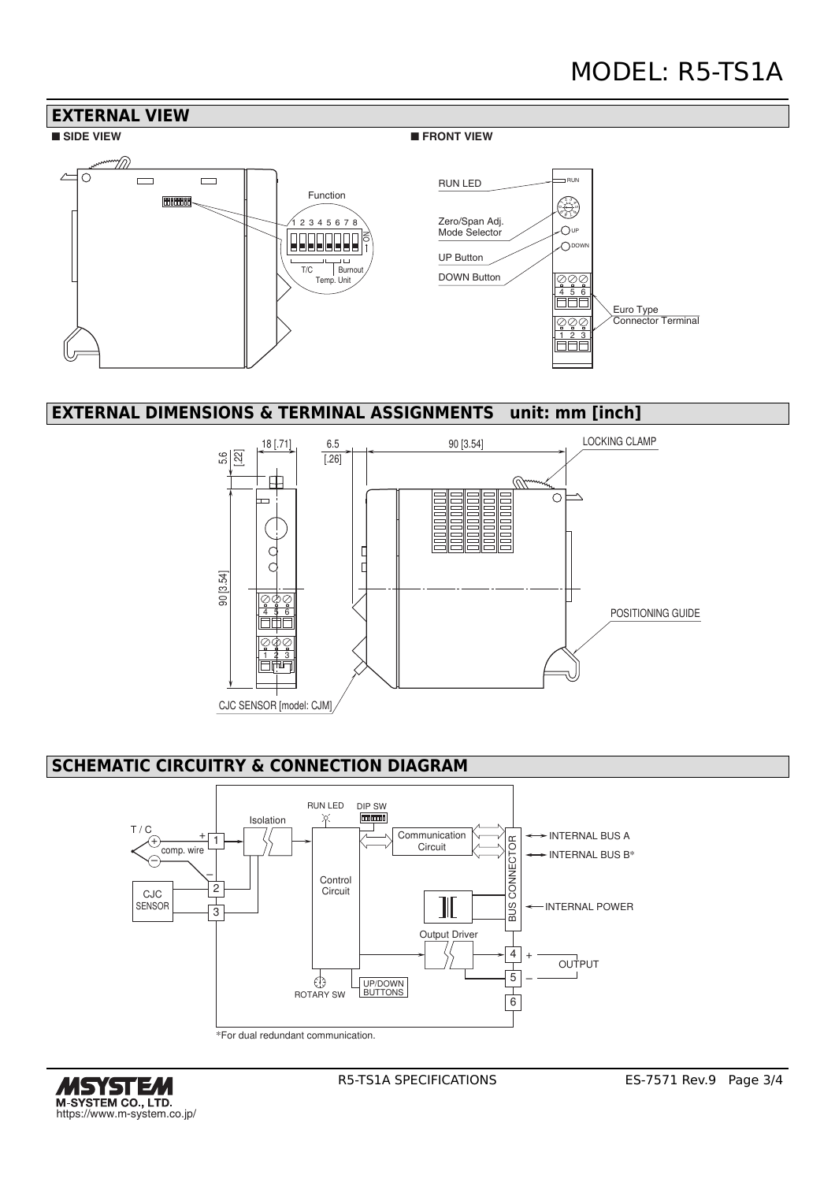# MODEL: R5-TS1A

## EXTERNAL VIEW

■ SIDE VIEW

■ FRONT VIEW

Function

1 2 3 4 5 6 7 8

ON

1

T/C

Burnout

Temp. Unit

RUN LED

Zero/Span Adj. Mode Selector

UP Button

DOWN Button

Euro Type Connector Terminal

## EXTERNAL DIMENSIONS & TERMINAL ASSIGNMENTS unit: mm [inch]

18 [.71]

6.5 [.26]

90 [3.54]

5.6 [.22]

90 [3.54]

LOCKING CLAMP

POSITIONING GUIDE

CJC SENSOR [model: CJM]

## SCHEMATIC CIRCUITRY & CONNECTION DIAGRAM

T / C

comp. wire

CJC SENSOR

Isolation

RUN LED

DIP SW

Communication Circuit

Control Circuit

BUS CONNECTOR

INTERNAL BUS A

INTERNAL BUS B*

INTERNAL POWER

Output Driver

OUTPUT

ROTARY SW

UP/DOWN BUTTONS

*For dual redundant communication.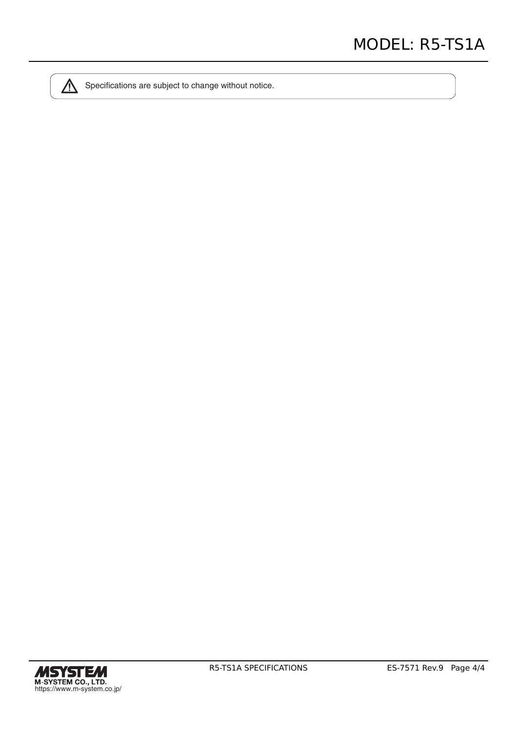⚠ Specifications are subject to change without notice.